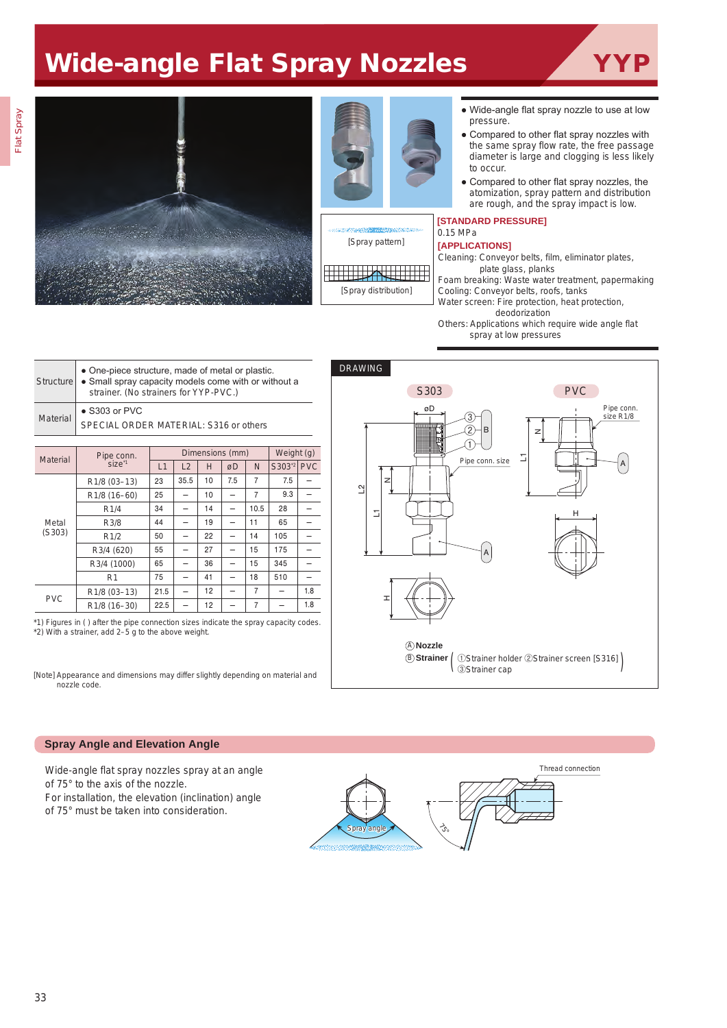# Wide-angle Flat Spray Nozzles

**YYP**

- Wide-angle flat spray nozzle to use at low pressure.
- Compared to other flat spray nozzles with the same spray flow rate, the free passage diameter is large and clogging is less likely to occur.
- Compared to other flat spray nozzles, the atomization, spray pattern and distribution are rough, and the spray impact is low.

[Spray pattern]

[Spray distribution]

**[STANDARD PRESSURE]**
0.15 MPa

**[APPLICATIONS]**
Cleaning: Conveyor belts, film, eliminator plates, plate glass, planks
Foam breaking: Waste water treatment, papermaking
Cooling: Conveyor belts, roofs, tanks
Water screen: Fire protection, heat protection, deodorization
Others: Applications which require wide angle flat spray at low pressures

| | |
|---|---|
| Structure | • One-piece structure, made of metal or plastic.<br>• Small spray capacity models come with or without a strainer. (No strainers for YYP-PVC.) |
| Material | • S303 or PVC<br>SPECIAL ORDER MATERIAL: S316 or others |

| Material | Pipe conn. size*1 | Dimensions (mm) | | | | | Weight (g) | |
|---|---|---|---|---|---|---|---|---|
| | | L1 | L2 | H | øD | N | S303*2 | PVC |
| Metal (S303) | R1/8 (03–13) | 23 | 35.5 | 10 | 7.5 | 7 | 7.5 | – |
| | R1/8 (16–60) | 25 | – | 10 | – | 7 | 9.3 | – |
| | R1/4 | 34 | – | 14 | – | 10.5 | 28 | – |
| | R3/8 | 44 | – | 19 | – | 11 | 65 | – |
| | R1/2 | 50 | – | 22 | – | 14 | 105 | – |
| | R3/4 (620) | 55 | – | 27 | – | 15 | 175 | – |
| | R3/4 (1000) | 65 | – | 36 | – | 15 | 345 | – |
| | R1 | 75 | – | 41 | – | 18 | 510 | – |
| PVC | R1/8 (03–13) | 21.5 | – | 12 | – | 7 | – | 1.8 |
| | R1/8 (16–30) | 22.5 | – | 12 | – | 7 | – | 1.8 |

*1) Figures in ( ) after the pipe connection sizes indicate the spray capacity codes.
*2) With a strainer, add 2–5 g to the above weight.

[Note] Appearance and dimensions may differ slightly depending on material and nozzle code.

**DRAWING**

S303 / PVC

Ⓐ **Nozzle**
Ⓑ **Strainer** ( ①Strainer holder ②Strainer screen [S316] ③Strainer cap )

## Spray Angle and Elevation Angle

Wide-angle flat spray nozzles spray at an angle of 75° to the axis of the nozzle.
For installation, the elevation (inclination) angle of 75° must be taken into consideration.

Spray angle

Thread connection

75°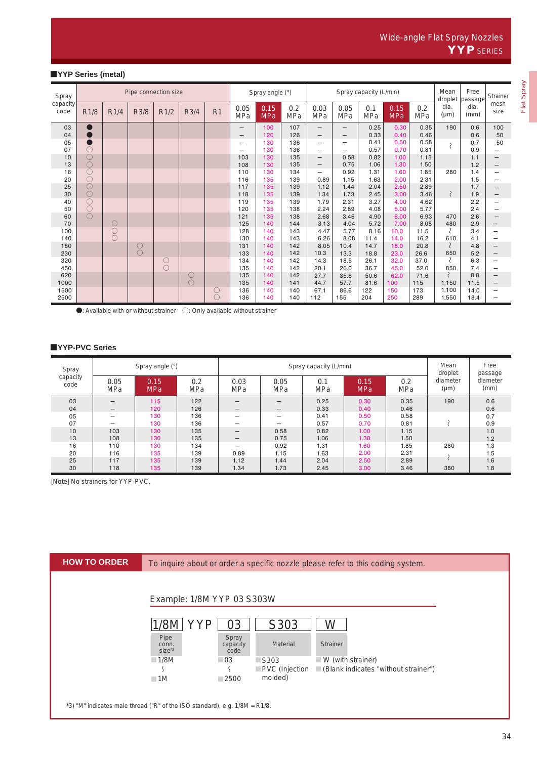## ■YYP Series (metal)

| Spray capacity code | Pipe connection size | | | | | | Spray angle (°) | | | Spray capacity (L/min) | | | | | Mean droplet dia. (μm) | Free passage dia. (mm) | Strainer mesh size |
|---|---|---|---|---|---|---|---|---|---|---|---|---|---|---|---|---|---|
| | R1/8 | R1/4 | R3/8 | R1/2 | R3/4 | R1 | 0.05 MPa | 0.15 MPa | 0.2 MPa | 0.03 MPa | 0.05 MPa | 0.1 MPa | 0.15 MPa | 0.2 MPa | | | |
| 03 | ● | | | | | | – | 100 | 107 | – | – | 0.25 | 0.30 | 0.35 | 190 | 0.6 | 100 |
| 04 | ● | | | | | | – | 120 | 126 | – | – | 0.33 | 0.40 | 0.46 | | 0.6 | 50 |
| 05 | ● | | | | | | – | 130 | 136 | – | – | 0.41 | 0.50 | 0.58 | ≀ | 0.7 | 50 |
| 07 | ○ | | | | | | – | 130 | 136 | – | – | 0.57 | 0.70 | 0.81 | | 0.9 | – |
| 10 | ○ | | | | | | 103 | 130 | 135 | – | 0.58 | 0.82 | 1.00 | 1.15 | | 1.1 | – |
| 13 | ○ | | | | | | 108 | 130 | 135 | – | 0.75 | 1.06 | 1.30 | 1.50 | | 1.2 | – |
| 16 | ○ | | | | | | 110 | 130 | 134 | – | 0.92 | 1.31 | 1.60 | 1.85 | 280 | 1.4 | – |
| 20 | ○ | | | | | | 116 | 135 | 139 | 0.89 | 1.15 | 1.63 | 2.00 | 2.31 | | 1.5 | – |
| 25 | ○ | | | | | | 117 | 135 | 139 | 1.12 | 1.44 | 2.04 | 2.50 | 2.89 | | 1.7 | – |
| 30 | ○ | | | | | | 118 | 135 | 139 | 1.34 | 1.73 | 2.45 | 3.00 | 3.46 | ≀ | 1.9 | – |
| 40 | ○ | | | | | | 119 | 135 | 139 | 1.79 | 2.31 | 3.27 | 4.00 | 4.62 | | 2.2 | – |
| 50 | ○ | | | | | | 120 | 135 | 138 | 2.24 | 2.89 | 4.08 | 5.00 | 5.77 | | 2.4 | – |
| 60 | ○ | | | | | | 121 | 135 | 138 | 2.68 | 3.46 | 4.90 | 6.00 | 6.93 | 470 | 2.6 | – |
| 70 | | ○ | | | | | 125 | 140 | 144 | 3.13 | 4.04 | 5.72 | 7.00 | 8.08 | 480 | 2.9 | – |
| 100 | | ○ | | | | | 128 | 140 | 143 | 4.47 | 5.77 | 8.16 | 10.0 | 11.5 | ≀ | 3.4 | – |
| 140 | | ○ | | | | | 130 | 140 | 143 | 6.26 | 8.08 | 11.4 | 14.0 | 16.2 | 610 | 4.1 | – |
| 180 | | | ○ | | | | 131 | 140 | 142 | 8.05 | 10.4 | 14.7 | 18.0 | 20.8 | ≀ | 4.8 | – |
| 230 | | | ○ | | | | 133 | 140 | 142 | 10.3 | 13.3 | 18.8 | 23.0 | 26.6 | 650 | 5.2 | – |
| 320 | | | | ○ | | | 134 | 140 | 142 | 14.3 | 18.5 | 26.1 | 32.0 | 37.0 | ≀ | 6.3 | – |
| 450 | | | | ○ | | | 135 | 140 | 142 | 20.1 | 26.0 | 36.7 | 45.0 | 52.0 | 850 | 7.4 | – |
| 620 | | | | | ○ | | 135 | 140 | 142 | 27.7 | 35.8 | 50.6 | 62.0 | 71.6 | ≀ | 8.8 | – |
| 1000 | | | | | ○ | | 135 | 140 | 141 | 44.7 | 57.7 | 81.6 | 100 | 115 | 1,150 | 11.5 | – |
| 1500 | | | | | | ○ | 136 | 140 | 140 | 67.1 | 86.6 | 122 | 150 | 173 | 1,100 | 14.0 | – |
| 2500 | | | | | | ○ | 136 | 140 | 140 | 112 | 155 | 204 | 250 | 289 | 1,550 | 18.4 | – |

●: Available with or without strainer ○: Only available without strainer

## ■YYP-PVC Series

| Spray capacity code | Spray angle (°) | | | Spray capacity (L/min) | | | | | Mean droplet diameter (μm) | Free passage diameter (mm) |
|---|---|---|---|---|---|---|---|---|---|---|
| | 0.05 MPa | 0.15 MPa | 0.2 MPa | 0.03 MPa | 0.05 MPa | 0.1 MPa | 0.15 MPa | 0.2 MPa | | |
| 03 | – | 115 | 122 | – | – | 0.25 | 0.30 | 0.35 | 190 | 0.6 |
| 04 | – | 120 | 126 | – | – | 0.33 | 0.40 | 0.46 | | 0.6 |
| 05 | – | 130 | 136 | – | – | 0.41 | 0.50 | 0.58 | | 0.7 |
| 07 | – | 130 | 136 | – | – | 0.57 | 0.70 | 0.81 | ≀ | 0.9 |
| 10 | 103 | 130 | 135 | – | 0.58 | 0.82 | 1.00 | 1.15 | | 1.0 |
| 13 | 108 | 130 | 135 | – | 0.75 | 1.06 | 1.30 | 1.50 | | 1.2 |
| 16 | 110 | 130 | 134 | – | 0.92 | 1.31 | 1.60 | 1.85 | 280 | 1.3 |
| 20 | 116 | 135 | 139 | 0.89 | 1.15 | 1.63 | 2.00 | 2.31 | ≀ | 1.5 |
| 25 | 117 | 135 | 139 | 1.12 | 1.44 | 2.04 | 2.50 | 2.89 | | 1.6 |
| 30 | 118 | 135 | 139 | 1.34 | 1.73 | 2.45 | 3.00 | 3.46 | 380 | 1.8 |

[Note] No strainers for YYP-PVC.

## HOW TO ORDER

To inquire about or order a specific nozzle please refer to this coding system.

Example: 1/8M YYP 03 S303W

| 1/8M | YYP | 03 | S303 | W |
|---|---|---|---|---|
| Pipe conn. size*3 | | Spray capacity code | Material | Strainer |
| 1/8M ～ 1M | | 03 ～ 2500 | S303; PVC (Injection molded) | W (with strainer); (Blank indicates "without strainer") |

*3) "M" indicates male thread ("R" of the ISO standard), e.g. 1/8M = R1/8.